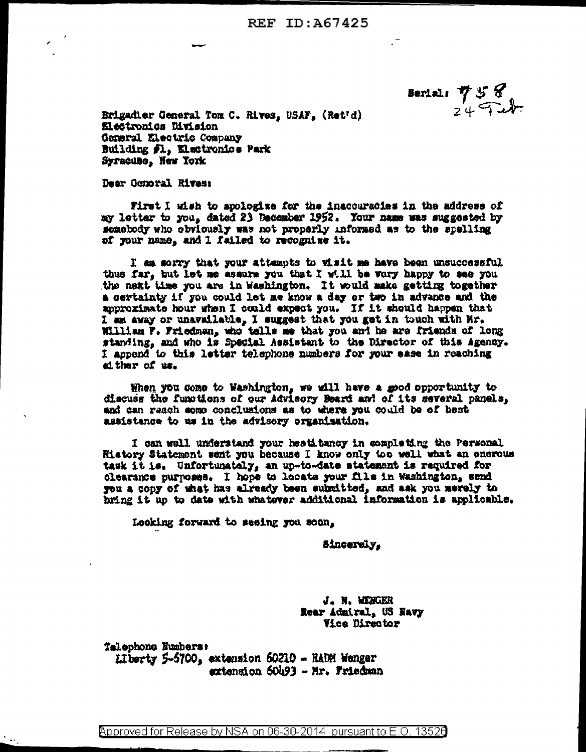Serial: 758
24 Feb.

Brigadier General Tom C. Rives, USAF, (Ret'd)
Electronics Division
General Electric Company
Building #1, Electronics Park
Syracuse, New York

Dear General Rives:

First I wish to apologize for the inaccuracies in the address of my letter to you, dated 23 December 1952. Your name was suggested by somebody who obviously was not properly informed as to the spelling of your name, and I failed to recognize it.

I am sorry that your attempts to visit me have been unsuccessful thus far, but let me assure you that I will be very happy to see you the next time you are in Washington. It would make getting together a certainty if you could let me know a day or two in advance and the approximate hour when I could expect you. If it should happen that I am away or unavailable, I suggest that you get in touch with Mr. William F. Friedman, who tells me that you and he are friends of long standing, and who is Special Assistant to the Director of this Agency. I append to this letter telephone numbers for your ease in reaching either of us.

When you come to Washington, we will have a good opportunity to discuss the functions of our Advisory Board and of its several panels, and can reach some conclusions as to where you could be of best assistance to us in the advisory organization.

I can well understand your hesitancy in completing the Personal History Statement sent you because I know only too well what an onerous task it is. Unfortunately, an up-to-date statement is required for clearance purposes. I hope to locate your file in Washington, send you a copy of what has already been submitted, and ask you merely to bring it up to date with whatever additional information is applicable.

Looking forward to seeing you soon,

Sincerely,

J. N. WENGER
Rear Admiral, US Navy
Vice Director

Telephone Numbers:
LIberty 5-5700, extension 60210 - RADM Wenger
extension 60493 - Mr. Friedman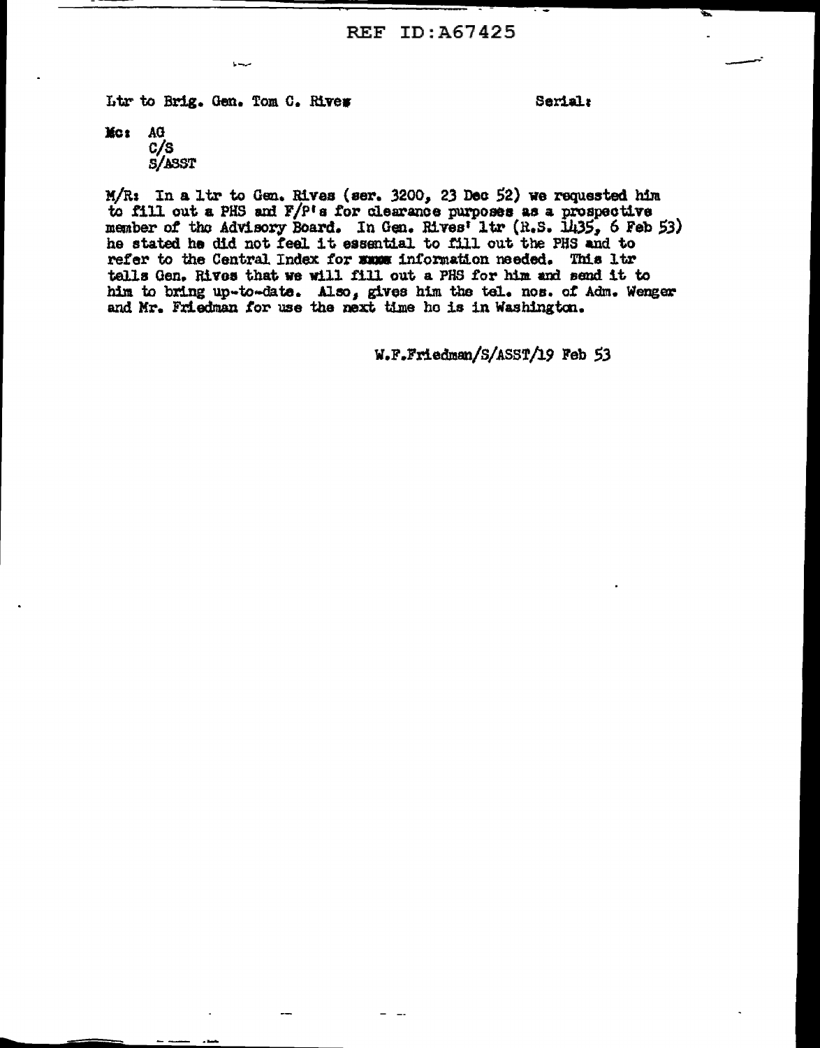REF ID:A67425

Ltr to Brig. Gen. Tom C. Rives

Serial:

Mc: AG
C/S
S/ASST

M/R: In a ltr to Gen. Rives (ser. 3200, 23 Dec 52) we requested him to fill out a PHS and F/P's for clearance purposes as a prospective member of the Advisory Board. In Gen. Rives' ltr (R.S. 1435, 6 Feb 53) he stated he did not feel it essential to fill out the PHS and to refer to the Central Index for xxxx information needed. This ltr tells Gen. Rives that we will fill out a PHS for him and send it to him to bring up-to-date. Also, gives him the tel. nos. of Adm. Wenger and Mr. Friedman for use the next time he is in Washington.

W.F.Friedman/S/ASST/19 Feb 53